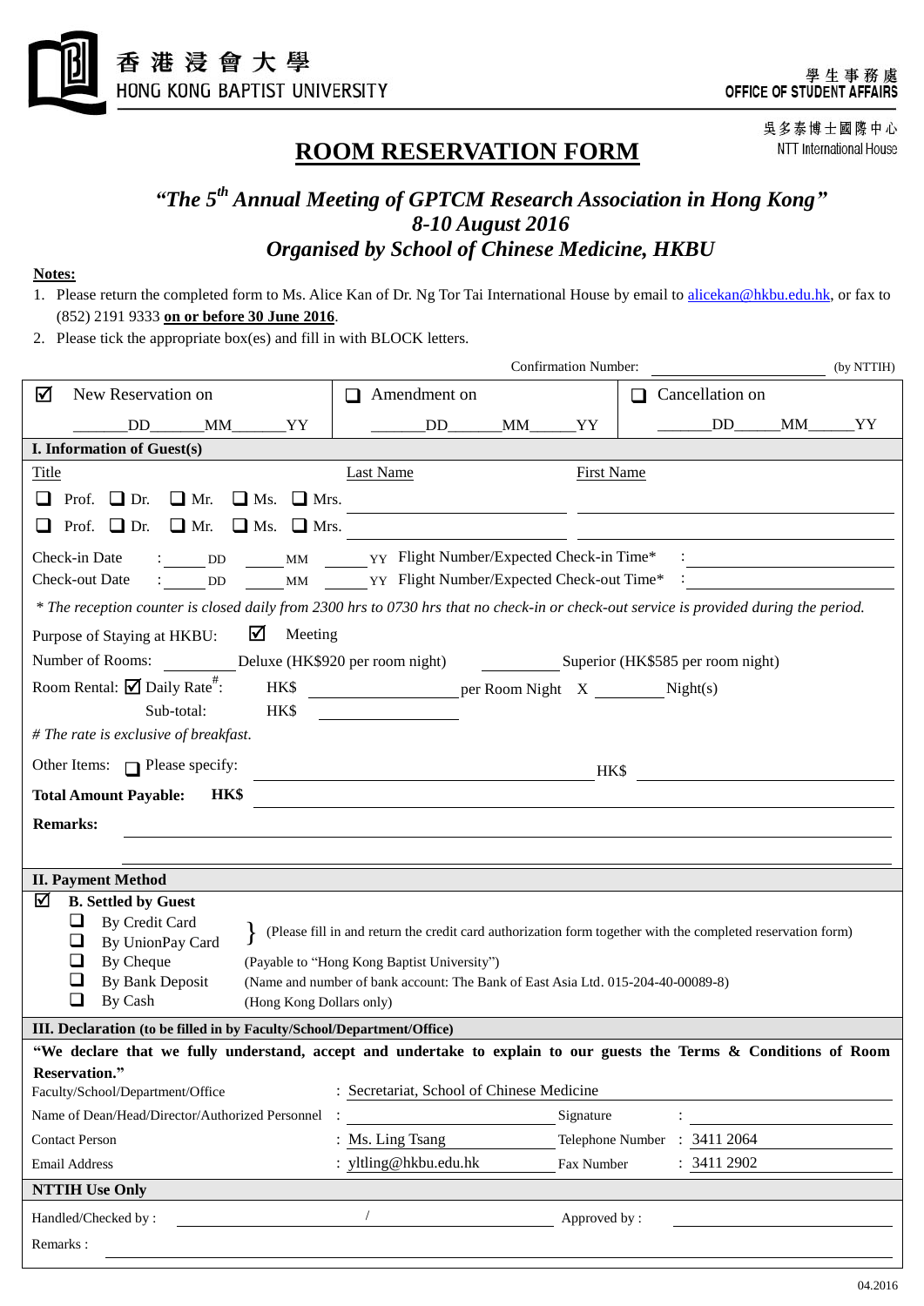香港浸會大學
HONG KONG BAPTIST UNIVERSITY

學生事務處
OFFICE OF STUDENT AFFAIRS

吳多泰博士國際中心
NTT International House

# ROOM RESERVATION FORM

## *"The 5th Annual Meeting of GPTCM Research Association in Hong Kong"*
## *8-10 August 2016*
## *Organised by School of Chinese Medicine, HKBU*

**Notes:**

1. Please return the completed form to Ms. Alice Kan of Dr. Ng Tor Tai International House by email to alicekan@hkbu.edu.hk, or fax to (852) 2191 9333 **on or before 30 June 2016**.
2. Please tick the appropriate box(es) and fill in with BLOCK letters.

Confirmation Number: ____________________ (by NTTIH)

| ☑ New Reservation on | ☐ Amendment on | ☐ Cancellation on |
|---|---|---|
| \_\_\_\_DD\_\_\_\_MM\_\_\_\_YY | \_\_\_\_DD\_\_\_\_MM\_\_\_\_YY | \_\_\_\_DD\_\_\_\_MM\_\_\_\_YY |

**I. Information of Guest(s)**

| Title | Last Name | First Name |
|---|---|---|
| ☐ Prof. ☐ Dr. ☐ Mr. ☐ Ms. ☐ Mrs. | | |
| ☐ Prof. ☐ Dr. ☐ Mr. ☐ Ms. ☐ Mrs. | | |

Check-in Date : \_\_\_\_DD \_\_\_\_MM \_\_\_\_YY Flight Number/Expected Check-in Time* : ____________

Check-out Date : \_\_\_\_DD \_\_\_\_MM \_\_\_\_YY Flight Number/Expected Check-out Time* : ____________

*\* The reception counter is closed daily from 2300 hrs to 0730 hrs that no check-in or check-out service is provided during the period.*

Purpose of Staying at HKBU: ☑ Meeting

Number of Rooms: \_\_\_\_\_\_ Deluxe (HK$920 per room night) \_\_\_\_\_\_ Superior (HK$585 per room night)

Room Rental: ☑ Daily Rate#: HK$ ____________ per Room Night X ______ Night(s)

Sub-total: HK$ ____________

*# The rate is exclusive of breakfast.*

Other Items: ☐ Please specify: ____________________ HK$ ____________

**Total Amount Payable: HK$** ____________________

**Remarks:** ____________________

**II. Payment Method**

☑ **B. Settled by Guest**

- ☐ By Credit Card
- ☐ By UnionPay Card

} (Please fill in and return the credit card authorization form together with the completed reservation form)

- ☐ By Cheque (Payable to "Hong Kong Baptist University")
- ☐ By Bank Deposit (Name and number of bank account: The Bank of East Asia Ltd. 015-204-40-00089-8)
- ☐ By Cash (Hong Kong Dollars only)

**III. Declaration (to be filled in by Faculty/School/Department/Office)**

**"We declare that we fully understand, accept and undertake to explain to our guests the Terms & Conditions of Room Reservation."**

| | | | |
|---|---|---|---|
| Faculty/School/Department/Office | : Secretariat, School of Chinese Medicine | | |
| Name of Dean/Head/Director/Authorized Personnel | : | Signature | : |
| Contact Person | : Ms. Ling Tsang | Telephone Number | : 3411 2064 |
| Email Address | : yltling@hkbu.edu.hk | Fax Number | : 3411 2902 |

**NTTIH Use Only**

Handled/Checked by : ____________ / ____________ Approved by : ____________

Remarks : ____________________

04.2016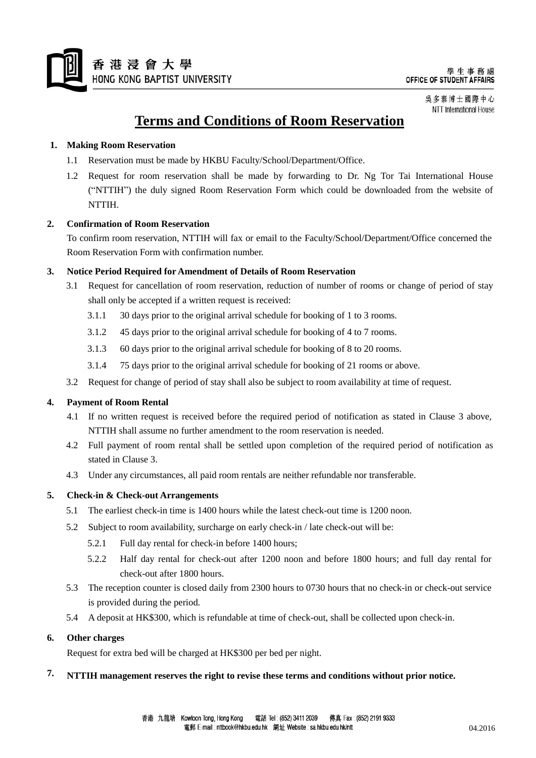# Terms and Conditions of Room Reservation

**1. Making Room Reservation**

1.1 Reservation must be made by HKBU Faculty/School/Department/Office.

1.2 Request for room reservation shall be made by forwarding to Dr. Ng Tor Tai International House ("NTTIH") the duly signed Room Reservation Form which could be downloaded from the website of NTTIH.

**2. Confirmation of Room Reservation**

To confirm room reservation, NTTIH will fax or email to the Faculty/School/Department/Office concerned the Room Reservation Form with confirmation number.

**3. Notice Period Required for Amendment of Details of Room Reservation**

3.1 Request for cancellation of room reservation, reduction of number of rooms or change of period of stay shall only be accepted if a written request is received:

3.1.1 30 days prior to the original arrival schedule for booking of 1 to 3 rooms.

3.1.2 45 days prior to the original arrival schedule for booking of 4 to 7 rooms.

3.1.3 60 days prior to the original arrival schedule for booking of 8 to 20 rooms.

3.1.4 75 days prior to the original arrival schedule for booking of 21 rooms or above.

3.2 Request for change of period of stay shall also be subject to room availability at time of request.

**4. Payment of Room Rental**

4.1 If no written request is received before the required period of notification as stated in Clause 3 above, NTTIH shall assume no further amendment to the room reservation is needed.

4.2 Full payment of room rental shall be settled upon completion of the required period of notification as stated in Clause 3.

4.3 Under any circumstances, all paid room rentals are neither refundable nor transferable.

**5. Check-in & Check-out Arrangements**

5.1 The earliest check-in time is 1400 hours while the latest check-out time is 1200 noon.

5.2 Subject to room availability, surcharge on early check-in / late check-out will be:

5.2.1 Full day rental for check-in before 1400 hours;

5.2.2 Half day rental for check-out after 1200 noon and before 1800 hours; and full day rental for check-out after 1800 hours.

5.3 The reception counter is closed daily from 2300 hours to 0730 hours that no check-in or check-out service is provided during the period.

5.4 A deposit at HK$300, which is refundable at time of check-out, shall be collected upon check-in.

**6. Other charges**

Request for extra bed will be charged at HK$300 per bed per night.

**7. NTTIH management reserves the right to revise these terms and conditions without prior notice.**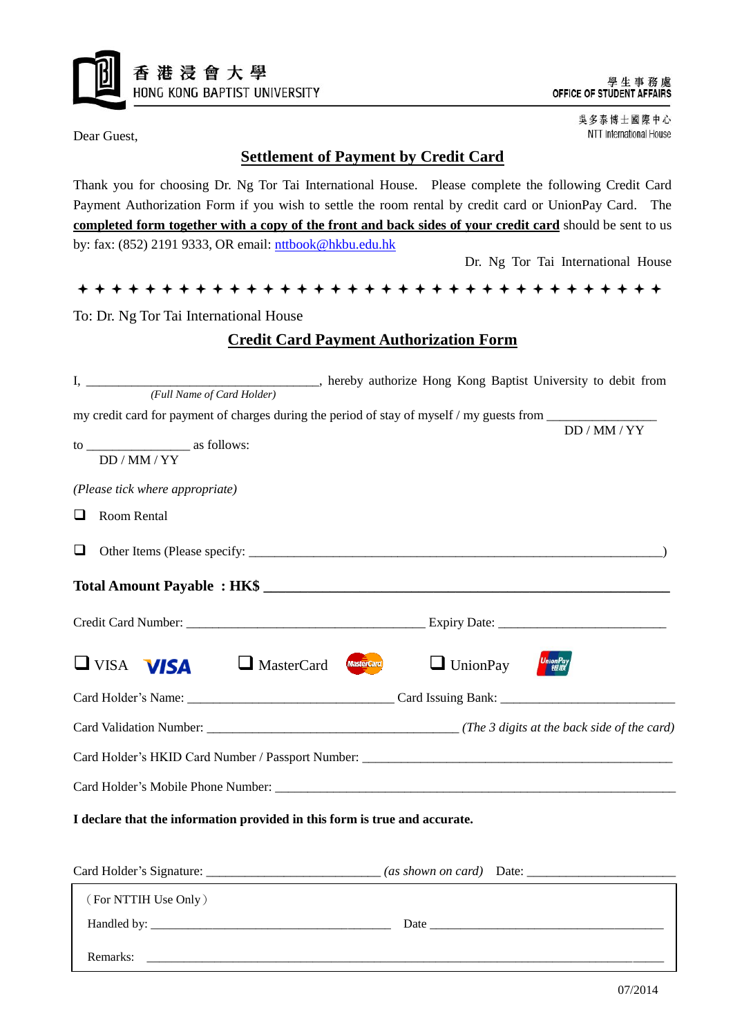香港浸會大學
HONG KONG BAPTIST UNIVERSITY

學生事務處
OFFICE OF STUDENT AFFAIRS

吳多泰博士國際中心
NTT International House

Dear Guest,

## Settlement of Payment by Credit Card

Thank you for choosing Dr. Ng Tor Tai International House. Please complete the following Credit Card Payment Authorization Form if you wish to settle the room rental by credit card or UnionPay Card. The **completed form together with a copy of the front and back sides of your credit card** should be sent to us by: fax: (852) 2191 9333, OR email: nttbook@hkbu.edu.hk

Dr. Ng Tor Tai International House

✦ ✦ ✦ ✦ ✦ ✦ ✦ ✦ ✦ ✦ ✦ ✦ ✦ ✦ ✦ ✦ ✦ ✦ ✦ ✦ ✦ ✦ ✦ ✦ ✦ ✦ ✦ ✦ ✦ ✦ ✦ ✦ ✦ ✦ ✦ ✦ ✦ ✦

To: Dr. Ng Tor Tai International House

## Credit Card Payment Authorization Form

I, ___________________________________, hereby authorize Hong Kong Baptist University to debit from
*(Full Name of Card Holder)*

my credit card for payment of charges during the period of stay of myself / my guests from ________________
DD / MM / YY

to _______________ as follows:
DD / MM / YY

*(Please tick where appropriate)*

❑ Room Rental

❑ Other Items (Please specify: ______________________________________________________________)

**Total Amount Payable : HK$ ______________________________________________________**

Credit Card Number: ____________________________________ Expiry Date: _________________________

❑ VISA VISA ❑ MasterCard MasterCard ❑ UnionPay UnionPay 银联

Card Holder's Name: _______________________________ Card Issuing Bank: __________________________

Card Validation Number: ______________________________________ *(The 3 digits at the back side of the card)*

Card Holder's HKID Card Number / Passport Number: ______________________________________________

Card Holder's Mobile Phone Number: ____________________________________________________________

**I declare that the information provided in this form is true and accurate.**

Card Holder's Signature: __________________________ *(as shown on card)* Date: ______________________

（For NTTIH Use Only）

Handled by: ____________________________________ Date ___________________________________

Remarks: ____________________________________________________________________________

07/2014